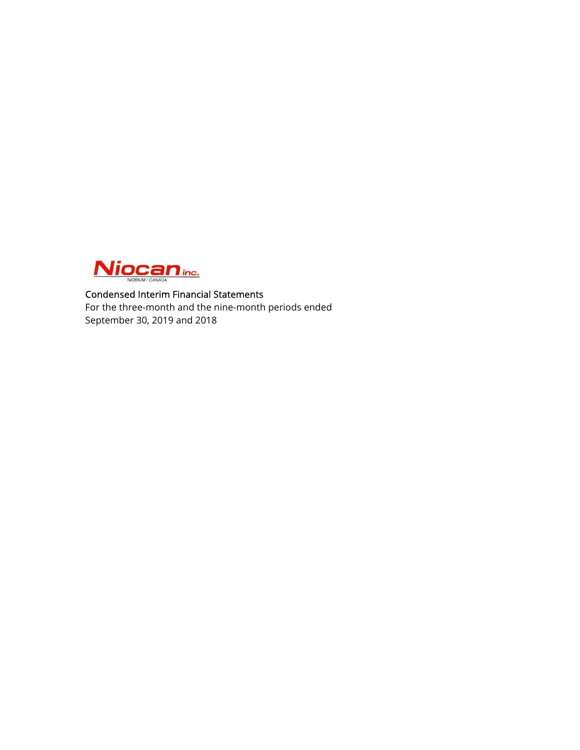Niocan inc.

NIOBIUM / CANADA

Condensed Interim Financial Statements

For the three-month and the nine-month periods ended September 30, 2019 and 2018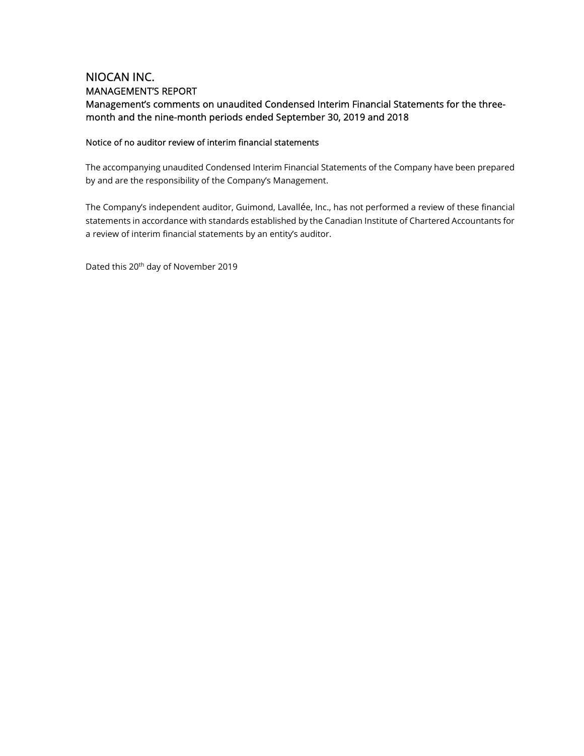# NIOCAN INC.

## MANAGEMENT'S REPORT

## Management's comments on unaudited Condensed Interim Financial Statements for the three-month and the nine-month periods ended September 30, 2019 and 2018

### Notice of no auditor review of interim financial statements

The accompanying unaudited Condensed Interim Financial Statements of the Company have been prepared by and are the responsibility of the Company's Management.

The Company's independent auditor, Guimond, Lavallée, Inc., has not performed a review of these financial statements in accordance with standards established by the Canadian Institute of Chartered Accountants for a review of interim financial statements by an entity's auditor.

Dated this 20th day of November 2019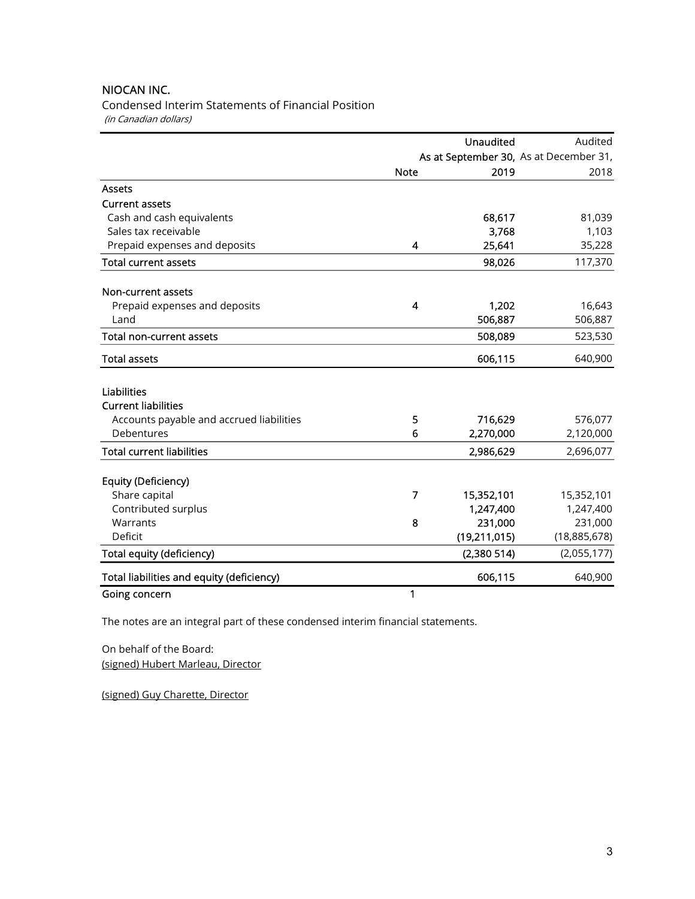NIOCAN INC.

Condensed Interim Statements of Financial Position

*(in Canadian dollars)*

| | Note | Unaudited<br>As at September 30,<br>2019 | Audited<br>As at December 31,<br>2018 |
|---|---|---|---|
| **Assets** | | | |
| **Current assets** | | | |
| Cash and cash equivalents | | 68,617 | 81,039 |
| Sales tax receivable | | 3,768 | 1,103 |
| Prepaid expenses and deposits | 4 | 25,641 | 35,228 |
| **Total current assets** | | 98,026 | 117,370 |
| | | | |
| **Non-current assets** | | | |
| Prepaid expenses and deposits | 4 | 1,202 | 16,643 |
| Land | | 506,887 | 506,887 |
| **Total non-current assets** | | 508,089 | 523,530 |
| **Total assets** | | 606,115 | 640,900 |
| | | | |
| **Liabilities** | | | |
| **Current liabilities** | | | |
| Accounts payable and accrued liabilities | 5 | 716,629 | 576,077 |
| Debentures | 6 | 2,270,000 | 2,120,000 |
| **Total current liabilities** | | 2,986,629 | 2,696,077 |
| | | | |
| **Equity (Deficiency)** | | | |
| Share capital | 7 | 15,352,101 | 15,352,101 |
| Contributed surplus | | 1,247,400 | 1,247,400 |
| Warrants | 8 | 231,000 | 231,000 |
| Deficit | | (19,211,015) | (18,885,678) |
| **Total equity (deficiency)** | | (2,380 514) | (2,055,177) |
| **Total liabilities and equity (deficiency)** | | 606,115 | 640,900 |
| **Going concern** | 1 | | |

The notes are an integral part of these condensed interim financial statements.

On behalf of the Board:

(signed) Hubert Marleau, Director

(signed) Guy Charette, Director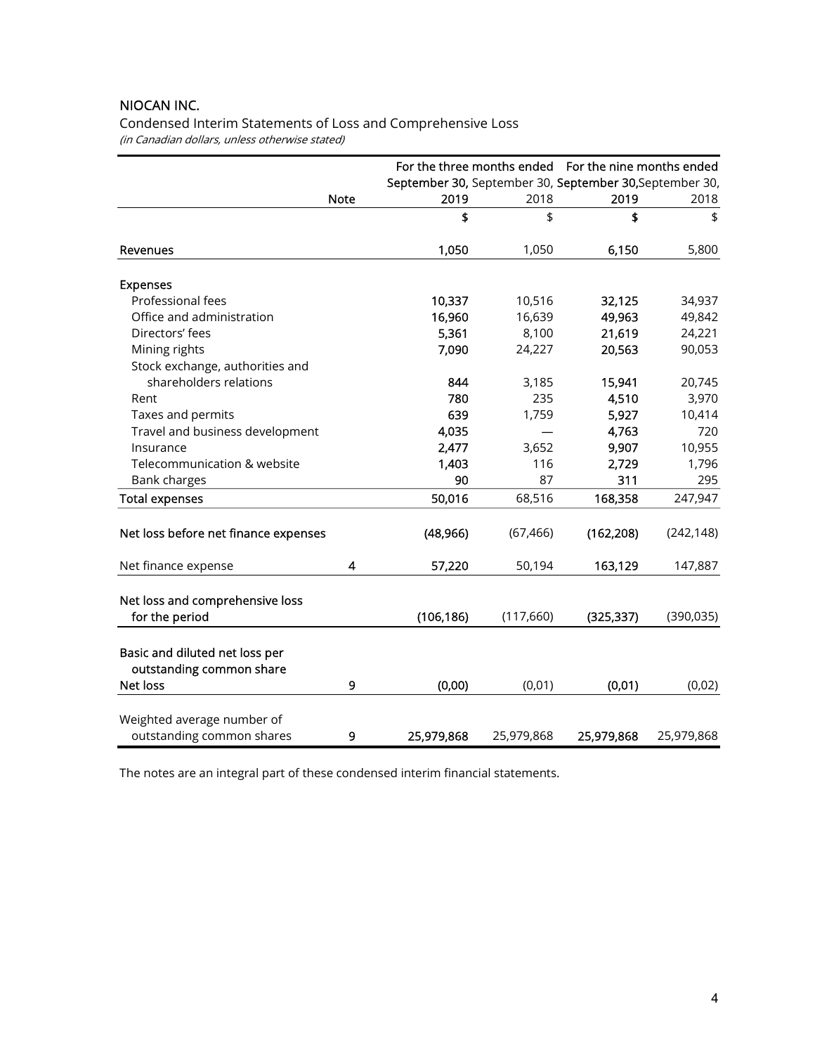NIOCAN INC.

Condensed Interim Statements of Loss and Comprehensive Loss

*(in Canadian dollars, unless otherwise stated)*

| | Note | For the three months ended September 30, 2019 | September 30, 2018 | For the nine months ended September 30, 2019 | September 30, 2018 |
|---|---|---|---|---|---|
| | | **$** | $ | **$** | $ |
| **Revenues** | | **1,050** | 1,050 | **6,150** | 5,800 |
| **Expenses** | | | | | |
| Professional fees | | **10,337** | 10,516 | **32,125** | 34,937 |
| Office and administration | | **16,960** | 16,639 | **49,963** | 49,842 |
| Directors' fees | | **5,361** | 8,100 | **21,619** | 24,221 |
| Mining rights | | **7,090** | 24,227 | **20,563** | 90,053 |
| Stock exchange, authorities and shareholders relations | | **844** | 3,185 | **15,941** | 20,745 |
| Rent | | **780** | 235 | **4,510** | 3,970 |
| Taxes and permits | | **639** | 1,759 | **5,927** | 10,414 |
| Travel and business development | | **4,035** | — | **4,763** | 720 |
| Insurance | | **2,477** | 3,652 | **9,907** | 10,955 |
| Telecommunication & website | | **1,403** | 116 | **2,729** | 1,796 |
| Bank charges | | **90** | 87 | **311** | 295 |
| **Total expenses** | | **50,016** | 68,516 | **168,358** | 247,947 |
| **Net loss before net finance expenses** | | **(48,966)** | (67,466) | **(162,208)** | (242,148) |
| Net finance expense | 4 | **57,220** | 50,194 | **163,129** | 147,887 |
| **Net loss and comprehensive loss for the period** | | **(106,186)** | (117,660) | **(325,337)** | (390,035) |
| **Basic and diluted net loss per outstanding common share** | | | | | |
| **Net loss** | 9 | **(0,00)** | (0,01) | **(0,01)** | (0,02) |
| Weighted average number of outstanding common shares | 9 | **25,979,868** | 25,979,868 | **25,979,868** | 25,979,868 |

The notes are an integral part of these condensed interim financial statements.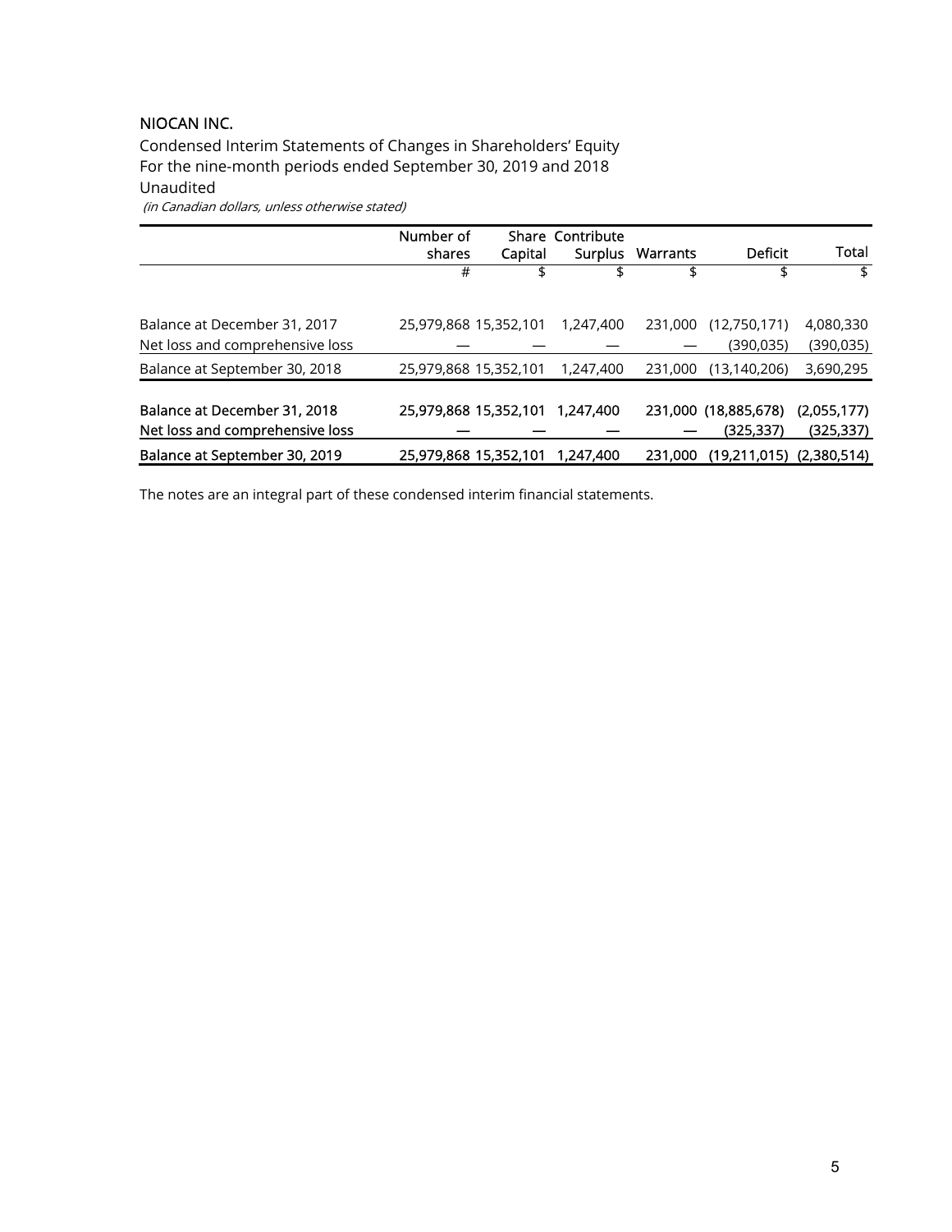## NIOCAN INC.

Condensed Interim Statements of Changes in Shareholders' Equity
For the nine-month periods ended September 30, 2019 and 2018
Unaudited
*(in Canadian dollars, unless otherwise stated)*

| | Number of shares | Share Capital | Contribute Surplus | Warrants | Deficit | Total |
|---|---|---|---|---|---|---|
| | # | $ | $ | $ | $ | $ |
| Balance at December 31, 2017 | 25,979,868 | 15,352,101 | 1,247,400 | 231,000 | (12,750,171) | 4,080,330 |
| Net loss and comprehensive loss | — | — | — | — | (390,035) | (390,035) |
| Balance at September 30, 2018 | 25,979,868 | 15,352,101 | 1,247,400 | 231,000 | (13,140,206) | 3,690,295 |
| **Balance at December 31, 2018** | **25,979,868** | **15,352,101** | **1,247,400** | **231,000** | **(18,885,678)** | **(2,055,177)** |
| **Net loss and comprehensive loss** | **—** | **—** | **—** | **—** | **(325,337)** | **(325,337)** |
| **Balance at September 30, 2019** | **25,979,868** | **15,352,101** | **1,247,400** | **231,000** | **(19,211,015)** | **(2,380,514)** |

The notes are an integral part of these condensed interim financial statements.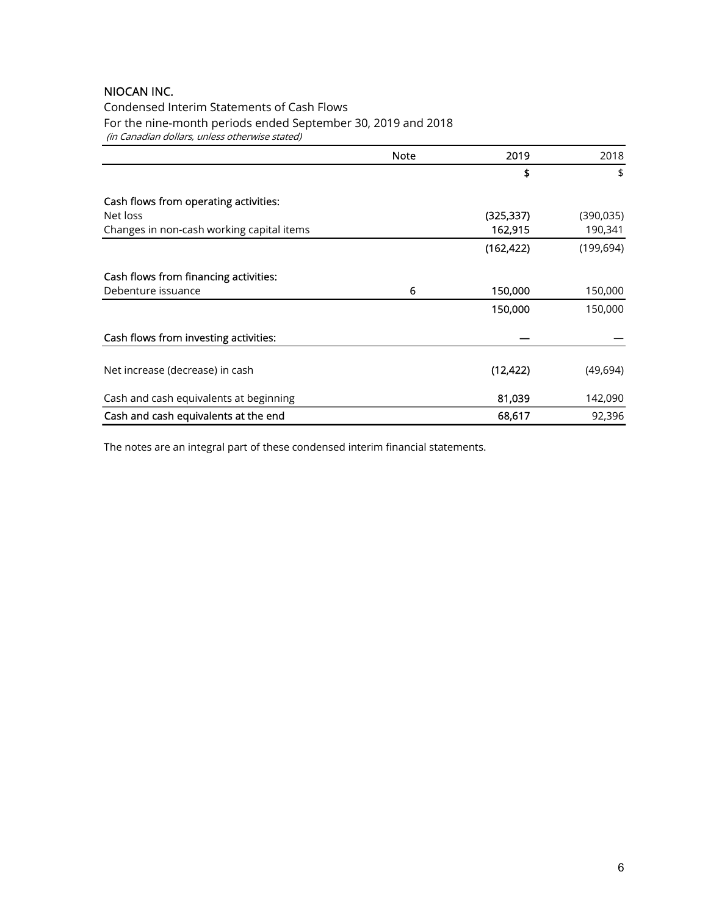NIOCAN INC.

Condensed Interim Statements of Cash Flows

For the nine-month periods ended September 30, 2019 and 2018

*(in Canadian dollars, unless otherwise stated)*

| | Note | 2019 | 2018 |
|---|---|---|---|
| | | $ | $ |
| **Cash flows from operating activities:** | | | |
| Net loss | | (325,337) | (390,035) |
| Changes in non-cash working capital items | | 162,915 | 190,341 |
| | | (162,422) | (199,694) |
| **Cash flows from financing activities:** | | | |
| Debenture issuance | 6 | 150,000 | 150,000 |
| | | 150,000 | 150,000 |
| **Cash flows from investing activities:** | | — | — |
| Net increase (decrease) in cash | | (12,422) | (49,694) |
| Cash and cash equivalents at beginning | | 81,039 | 142,090 |
| **Cash and cash equivalents at the end** | | 68,617 | 92,396 |

The notes are an integral part of these condensed interim financial statements.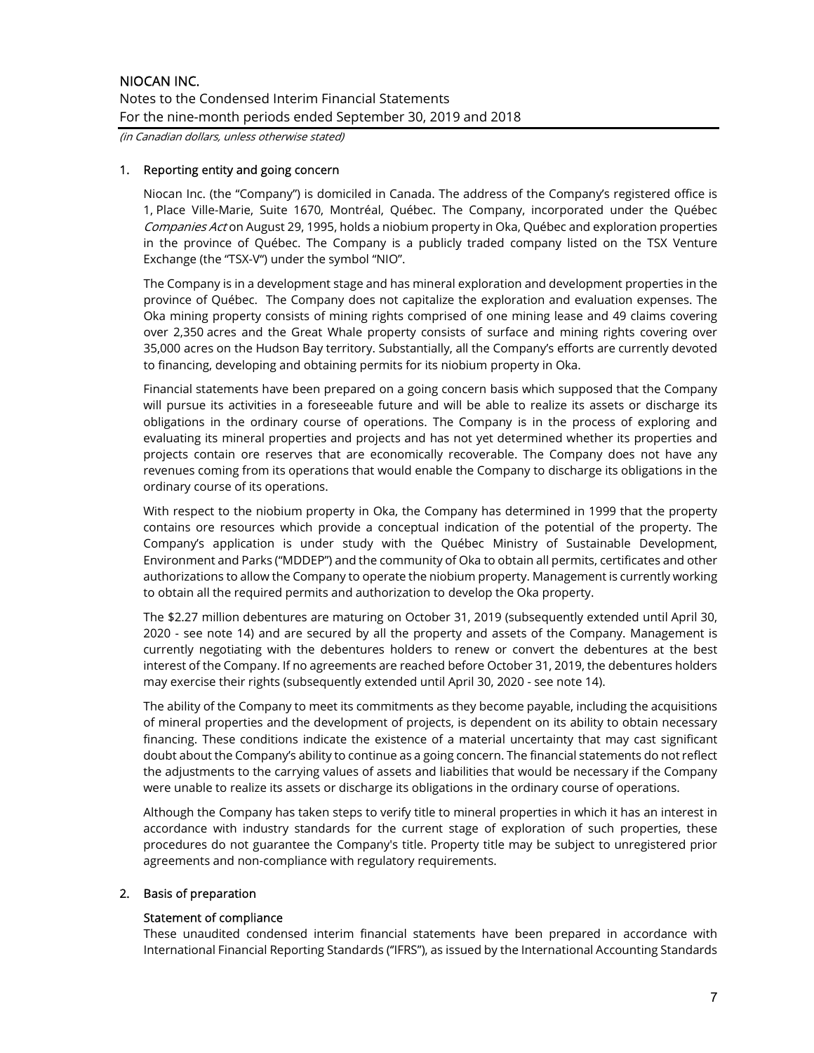## 1. Reporting entity and going concern

Niocan Inc. (the "Company") is domiciled in Canada. The address of the Company's registered office is 1, Place Ville-Marie, Suite 1670, Montréal, Québec. The Company, incorporated under the Québec *Companies Act* on August 29, 1995, holds a niobium property in Oka, Québec and exploration properties in the province of Québec. The Company is a publicly traded company listed on the TSX Venture Exchange (the "TSX-V") under the symbol "NIO".

The Company is in a development stage and has mineral exploration and development properties in the province of Québec. The Company does not capitalize the exploration and evaluation expenses. The Oka mining property consists of mining rights comprised of one mining lease and 49 claims covering over 2,350 acres and the Great Whale property consists of surface and mining rights covering over 35,000 acres on the Hudson Bay territory. Substantially, all the Company's efforts are currently devoted to financing, developing and obtaining permits for its niobium property in Oka.

Financial statements have been prepared on a going concern basis which supposed that the Company will pursue its activities in a foreseeable future and will be able to realize its assets or discharge its obligations in the ordinary course of operations. The Company is in the process of exploring and evaluating its mineral properties and projects and has not yet determined whether its properties and projects contain ore reserves that are economically recoverable. The Company does not have any revenues coming from its operations that would enable the Company to discharge its obligations in the ordinary course of its operations.

With respect to the niobium property in Oka, the Company has determined in 1999 that the property contains ore resources which provide a conceptual indication of the potential of the property. The Company's application is under study with the Québec Ministry of Sustainable Development, Environment and Parks ("MDDEP") and the community of Oka to obtain all permits, certificates and other authorizations to allow the Company to operate the niobium property. Management is currently working to obtain all the required permits and authorization to develop the Oka property.

The $2.27 million debentures are maturing on October 31, 2019 (subsequently extended until April 30, 2020 - see note 14) and are secured by all the property and assets of the Company. Management is currently negotiating with the debentures holders to renew or convert the debentures at the best interest of the Company. If no agreements are reached before October 31, 2019, the debentures holders may exercise their rights (subsequently extended until April 30, 2020 - see note 14).

The ability of the Company to meet its commitments as they become payable, including the acquisitions of mineral properties and the development of projects, is dependent on its ability to obtain necessary financing. These conditions indicate the existence of a material uncertainty that may cast significant doubt about the Company's ability to continue as a going concern. The financial statements do not reflect the adjustments to the carrying values of assets and liabilities that would be necessary if the Company were unable to realize its assets or discharge its obligations in the ordinary course of operations.

Although the Company has taken steps to verify title to mineral properties in which it has an interest in accordance with industry standards for the current stage of exploration of such properties, these procedures do not guarantee the Company's title. Property title may be subject to unregistered prior agreements and non-compliance with regulatory requirements.

## 2. Basis of preparation

### Statement of compliance

These unaudited condensed interim financial statements have been prepared in accordance with International Financial Reporting Standards ("IFRS"), as issued by the International Accounting Standards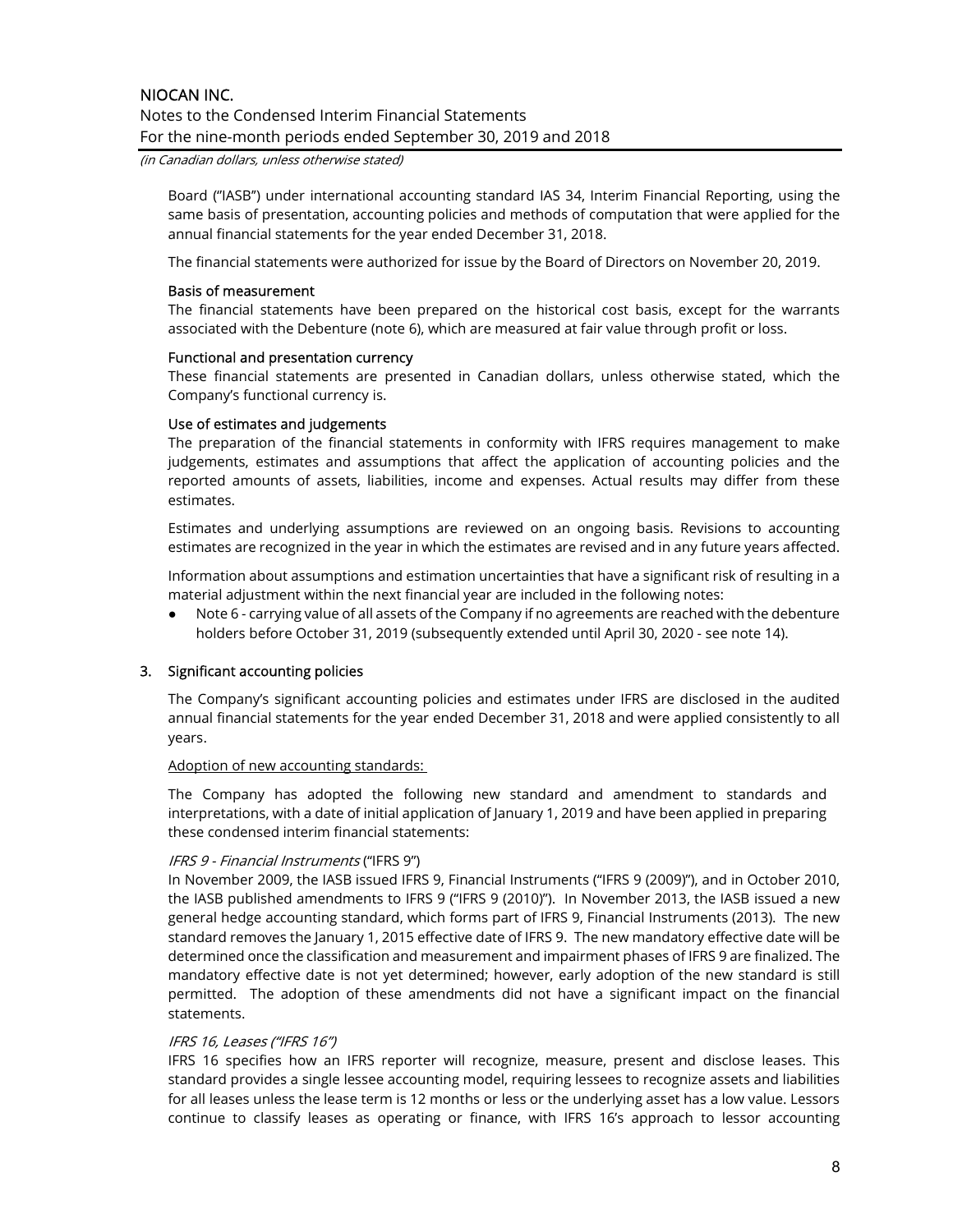Board ("IASB") under international accounting standard IAS 34, Interim Financial Reporting, using the same basis of presentation, accounting policies and methods of computation that were applied for the annual financial statements for the year ended December 31, 2018.

The financial statements were authorized for issue by the Board of Directors on November 20, 2019.

#### Basis of measurement

The financial statements have been prepared on the historical cost basis, except for the warrants associated with the Debenture (note 6), which are measured at fair value through profit or loss.

#### Functional and presentation currency

These financial statements are presented in Canadian dollars, unless otherwise stated, which the Company's functional currency is.

#### Use of estimates and judgements

The preparation of the financial statements in conformity with IFRS requires management to make judgements, estimates and assumptions that affect the application of accounting policies and the reported amounts of assets, liabilities, income and expenses. Actual results may differ from these estimates.

Estimates and underlying assumptions are reviewed on an ongoing basis. Revisions to accounting estimates are recognized in the year in which the estimates are revised and in any future years affected.

Information about assumptions and estimation uncertainties that have a significant risk of resulting in a material adjustment within the next financial year are included in the following notes:

- Note 6 - carrying value of all assets of the Company if no agreements are reached with the debenture holders before October 31, 2019 (subsequently extended until April 30, 2020 - see note 14).

## 3. Significant accounting policies

The Company's significant accounting policies and estimates under IFRS are disclosed in the audited annual financial statements for the year ended December 31, 2018 and were applied consistently to all years.

Adoption of new accounting standards:

The Company has adopted the following new standard and amendment to standards and interpretations, with a date of initial application of January 1, 2019 and have been applied in preparing these condensed interim financial statements:

*IFRS 9 - Financial Instruments* ("IFRS 9")

In November 2009, the IASB issued IFRS 9, Financial Instruments ("IFRS 9 (2009)"), and in October 2010, the IASB published amendments to IFRS 9 ("IFRS 9 (2010)"). In November 2013, the IASB issued a new general hedge accounting standard, which forms part of IFRS 9, Financial Instruments (2013). The new standard removes the January 1, 2015 effective date of IFRS 9. The new mandatory effective date will be determined once the classification and measurement and impairment phases of IFRS 9 are finalized. The mandatory effective date is not yet determined; however, early adoption of the new standard is still permitted. The adoption of these amendments did not have a significant impact on the financial statements.

*IFRS 16, Leases ("IFRS 16")*

IFRS 16 specifies how an IFRS reporter will recognize, measure, present and disclose leases. This standard provides a single lessee accounting model, requiring lessees to recognize assets and liabilities for all leases unless the lease term is 12 months or less or the underlying asset has a low value. Lessors continue to classify leases as operating or finance, with IFRS 16's approach to lessor accounting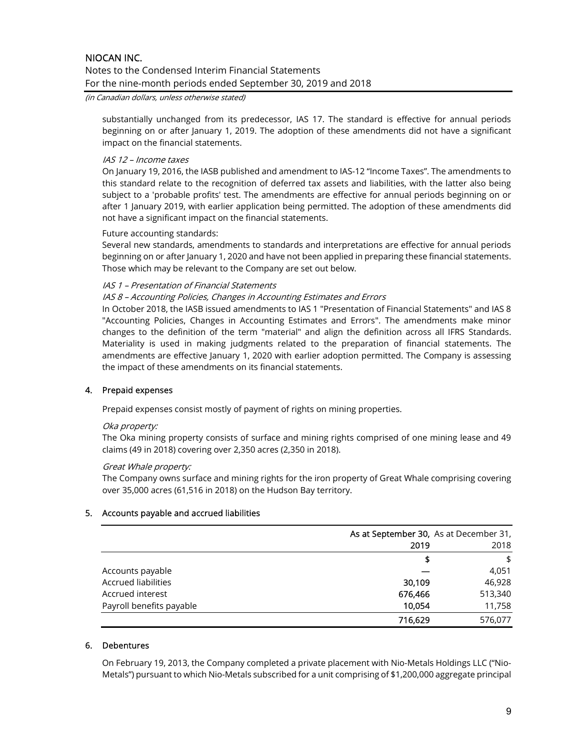substantially unchanged from its predecessor, IAS 17. The standard is effective for annual periods beginning on or after January 1, 2019. The adoption of these amendments did not have a significant impact on the financial statements.

*IAS 12 – Income taxes*

On January 19, 2016, the IASB published and amendment to IAS-12 "Income Taxes". The amendments to this standard relate to the recognition of deferred tax assets and liabilities, with the latter also being subject to a 'probable profits' test. The amendments are effective for annual periods beginning on or after 1 January 2019, with earlier application being permitted. The adoption of these amendments did not have a significant impact on the financial statements.

Future accounting standards:

Several new standards, amendments to standards and interpretations are effective for annual periods beginning on or after January 1, 2020 and have not been applied in preparing these financial statements. Those which may be relevant to the Company are set out below.

*IAS 1 – Presentation of Financial Statements*

*IAS 8 – Accounting Policies, Changes in Accounting Estimates and Errors*

In October 2018, the IASB issued amendments to IAS 1 "Presentation of Financial Statements" and IAS 8 "Accounting Policies, Changes in Accounting Estimates and Errors". The amendments make minor changes to the definition of the term "material" and align the definition across all IFRS Standards. Materiality is used in making judgments related to the preparation of financial statements. The amendments are effective January 1, 2020 with earlier adoption permitted. The Company is assessing the impact of these amendments on its financial statements.

## 4. Prepaid expenses

Prepaid expenses consist mostly of payment of rights on mining properties.

*Oka property:*

The Oka mining property consists of surface and mining rights comprised of one mining lease and 49 claims (49 in 2018) covering over 2,350 acres (2,350 in 2018).

*Great Whale property:*

The Company owns surface and mining rights for the iron property of Great Whale comprising covering over 35,000 acres (61,516 in 2018) on the Hudson Bay territory.

## 5. Accounts payable and accrued liabilities

| | **As at September 30, 2019** | As at December 31, 2018 |
|---|---|---|
| | **$** | $ |
| Accounts payable | — | 4,051 |
| Accrued liabilities | **30,109** | 46,928 |
| Accrued interest | **676,466** | 513,340 |
| Payroll benefits payable | **10,054** | 11,758 |
| | **716,629** | 576,077 |

## 6. Debentures

On February 19, 2013, the Company completed a private placement with Nio-Metals Holdings LLC ("Nio-Metals") pursuant to which Nio-Metals subscribed for a unit comprising of $1,200,000 aggregate principal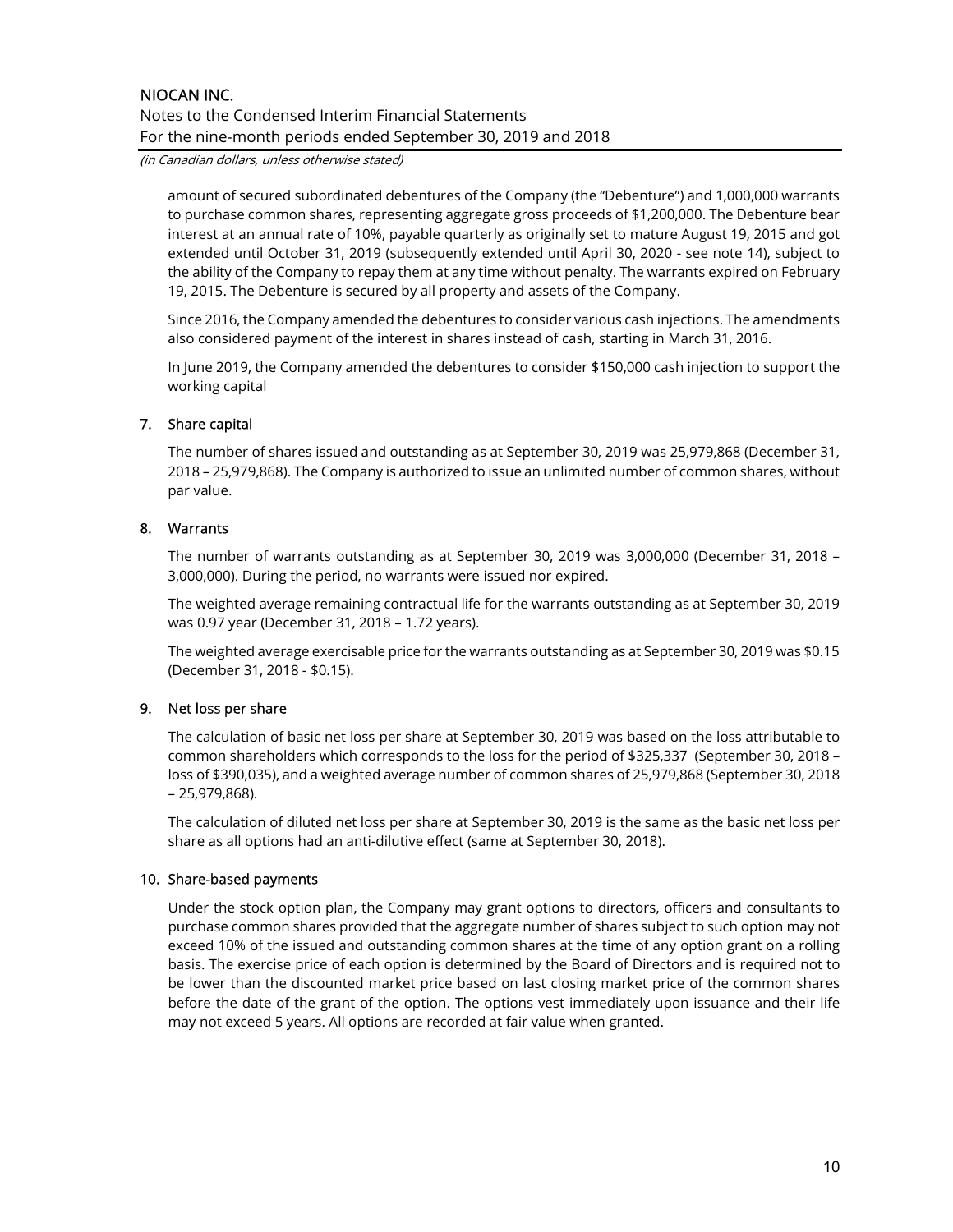amount of secured subordinated debentures of the Company (the "Debenture") and 1,000,000 warrants to purchase common shares, representing aggregate gross proceeds of $1,200,000. The Debenture bear interest at an annual rate of 10%, payable quarterly as originally set to mature August 19, 2015 and got extended until October 31, 2019 (subsequently extended until April 30, 2020 - see note 14), subject to the ability of the Company to repay them at any time without penalty. The warrants expired on February 19, 2015. The Debenture is secured by all property and assets of the Company.

Since 2016, the Company amended the debentures to consider various cash injections. The amendments also considered payment of the interest in shares instead of cash, starting in March 31, 2016.

In June 2019, the Company amended the debentures to consider $150,000 cash injection to support the working capital

## 7. Share capital

The number of shares issued and outstanding as at September 30, 2019 was 25,979,868 (December 31, 2018 – 25,979,868). The Company is authorized to issue an unlimited number of common shares, without par value.

## 8. Warrants

The number of warrants outstanding as at September 30, 2019 was 3,000,000 (December 31, 2018 – 3,000,000). During the period, no warrants were issued nor expired.

The weighted average remaining contractual life for the warrants outstanding as at September 30, 2019 was 0.97 year (December 31, 2018 – 1.72 years).

The weighted average exercisable price for the warrants outstanding as at September 30, 2019 was $0.15 (December 31, 2018 - $0.15).

## 9. Net loss per share

The calculation of basic net loss per share at September 30, 2019 was based on the loss attributable to common shareholders which corresponds to the loss for the period of $325,337 (September 30, 2018 – loss of $390,035), and a weighted average number of common shares of 25,979,868 (September 30, 2018 – 25,979,868).

The calculation of diluted net loss per share at September 30, 2019 is the same as the basic net loss per share as all options had an anti-dilutive effect (same at September 30, 2018).

## 10. Share-based payments

Under the stock option plan, the Company may grant options to directors, officers and consultants to purchase common shares provided that the aggregate number of shares subject to such option may not exceed 10% of the issued and outstanding common shares at the time of any option grant on a rolling basis. The exercise price of each option is determined by the Board of Directors and is required not to be lower than the discounted market price based on last closing market price of the common shares before the date of the grant of the option. The options vest immediately upon issuance and their life may not exceed 5 years. All options are recorded at fair value when granted.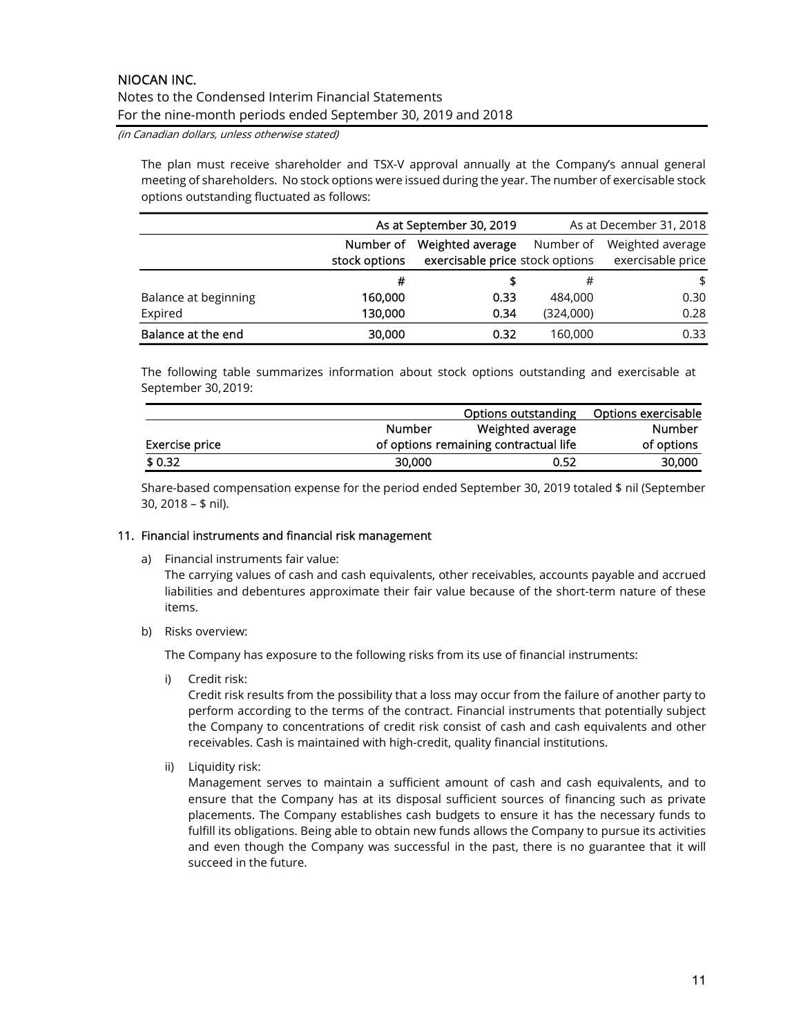The plan must receive shareholder and TSX-V approval annually at the Company's annual general meeting of shareholders. No stock options were issued during the year. The number of exercisable stock options outstanding fluctuated as follows:

| | As at September 30, 2019 | | As at December 31, 2018 | |
|---|---|---|---|---|
| | Number of stock options | Weighted average exercisable price | Number of stock options | Weighted average exercisable price |
| | # | $ | # | $ |
| Balance at beginning | 160,000 | 0.33 | 484,000 | 0.30 |
| Expired | 130,000 | 0.34 | (324,000) | 0.28 |
| **Balance at the end** | **30,000** | **0.32** | 160,000 | 0.33 |

The following table summarizes information about stock options outstanding and exercisable at September 30, 2019:

| | Options outstanding | | Options exercisable |
|---|---|---|---|
| Exercise price | Number of options | Weighted average remaining contractual life | Number of options |
| $ 0.32 | 30,000 | 0.52 | 30,000 |

Share-based compensation expense for the period ended September 30, 2019 totaled $ nil (September 30, 2018 – $ nil).

## 11. Financial instruments and financial risk management

a) Financial instruments fair value:
The carrying values of cash and cash equivalents, other receivables, accounts payable and accrued liabilities and debentures approximate their fair value because of the short-term nature of these items.

b) Risks overview:

The Company has exposure to the following risks from its use of financial instruments:

i) Credit risk:
Credit risk results from the possibility that a loss may occur from the failure of another party to perform according to the terms of the contract. Financial instruments that potentially subject the Company to concentrations of credit risk consist of cash and cash equivalents and other receivables. Cash is maintained with high-credit, quality financial institutions.

ii) Liquidity risk:
Management serves to maintain a sufficient amount of cash and cash equivalents, and to ensure that the Company has at its disposal sufficient sources of financing such as private placements. The Company establishes cash budgets to ensure it has the necessary funds to fulfill its obligations. Being able to obtain new funds allows the Company to pursue its activities and even though the Company was successful in the past, there is no guarantee that it will succeed in the future.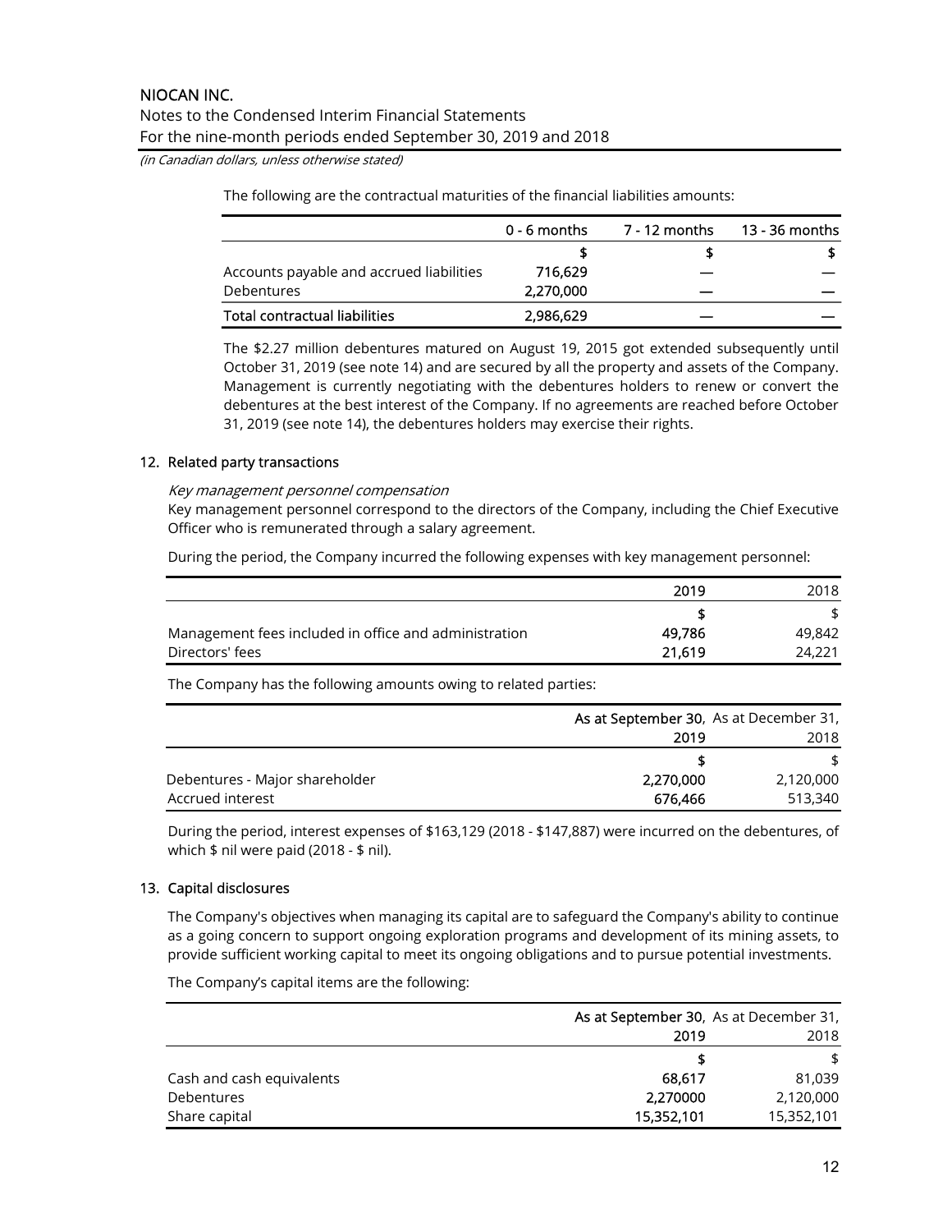The following are the contractual maturities of the financial liabilities amounts:

| | 0 - 6 months | 7 - 12 months | 13 - 36 months |
|---|---|---|---|
| | **$** | **$** | **$** |
| Accounts payable and accrued liabilities | **716,629** | **—** | **—** |
| Debentures | **2,270,000** | **—** | **—** |
| **Total contractual liabilities** | **2,986,629** | **—** | **—** |

The $2.27 million debentures matured on August 19, 2015 got extended subsequently until October 31, 2019 (see note 14) and are secured by all the property and assets of the Company. Management is currently negotiating with the debentures holders to renew or convert the debentures at the best interest of the Company. If no agreements are reached before October 31, 2019 (see note 14), the debentures holders may exercise their rights.

## 12. Related party transactions

*Key management personnel compensation*

Key management personnel correspond to the directors of the Company, including the Chief Executive Officer who is remunerated through a salary agreement.

During the period, the Company incurred the following expenses with key management personnel:

| | 2019 | 2018 |
|---|---|---|
| | **$** | $ |
| Management fees included in office and administration | **49,786** | 49,842 |
| Directors' fees | **21,619** | 24,221 |

The Company has the following amounts owing to related parties:

| | As at September 30, 2019 | As at December 31, 2018 |
|---|---|---|
| | **$** | $ |
| Debentures - Major shareholder | **2,270,000** | 2,120,000 |
| Accrued interest | **676,466** | 513,340 |

During the period, interest expenses of $163,129 (2018 - $147,887) were incurred on the debentures, of which $ nil were paid (2018 - $ nil).

## 13. Capital disclosures

The Company's objectives when managing its capital are to safeguard the Company's ability to continue as a going concern to support ongoing exploration programs and development of its mining assets, to provide sufficient working capital to meet its ongoing obligations and to pursue potential investments.

The Company's capital items are the following:

| | As at September 30, 2019 | As at December 31, 2018 |
|---|---|---|
| | **$** | $ |
| Cash and cash equivalents | **68,617** | 81,039 |
| Debentures | **2,270000** | 2,120,000 |
| Share capital | **15,352,101** | 15,352,101 |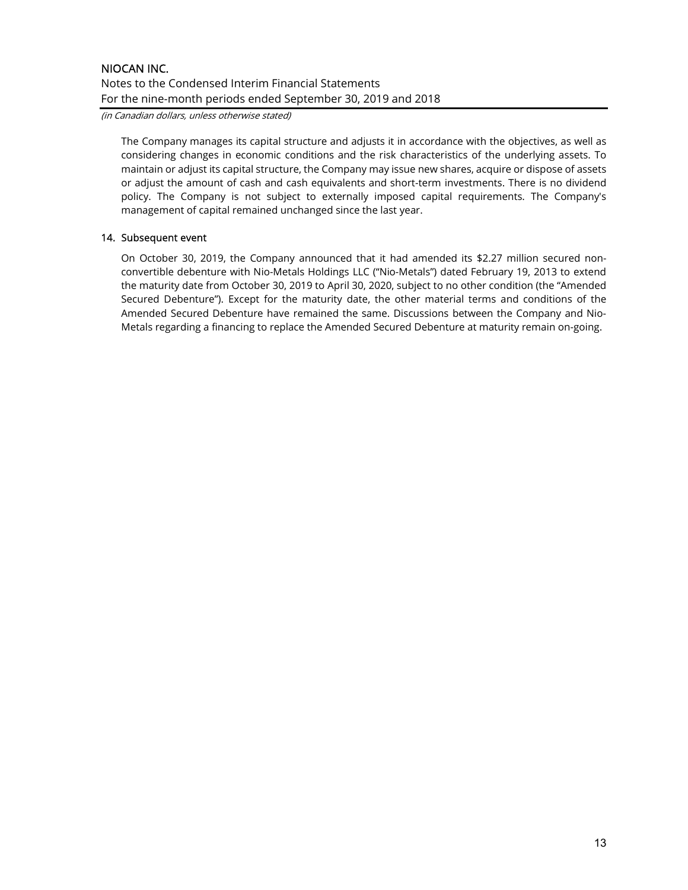The Company manages its capital structure and adjusts it in accordance with the objectives, as well as considering changes in economic conditions and the risk characteristics of the underlying assets. To maintain or adjust its capital structure, the Company may issue new shares, acquire or dispose of assets or adjust the amount of cash and cash equivalents and short-term investments. There is no dividend policy. The Company is not subject to externally imposed capital requirements. The Company's management of capital remained unchanged since the last year.

## 14. Subsequent event

On October 30, 2019, the Company announced that it had amended its $2.27 million secured non-convertible debenture with Nio-Metals Holdings LLC ("Nio-Metals") dated February 19, 2013 to extend the maturity date from October 30, 2019 to April 30, 2020, subject to no other condition (the "Amended Secured Debenture"). Except for the maturity date, the other material terms and conditions of the Amended Secured Debenture have remained the same. Discussions between the Company and Nio-Metals regarding a financing to replace the Amended Secured Debenture at maturity remain on-going.